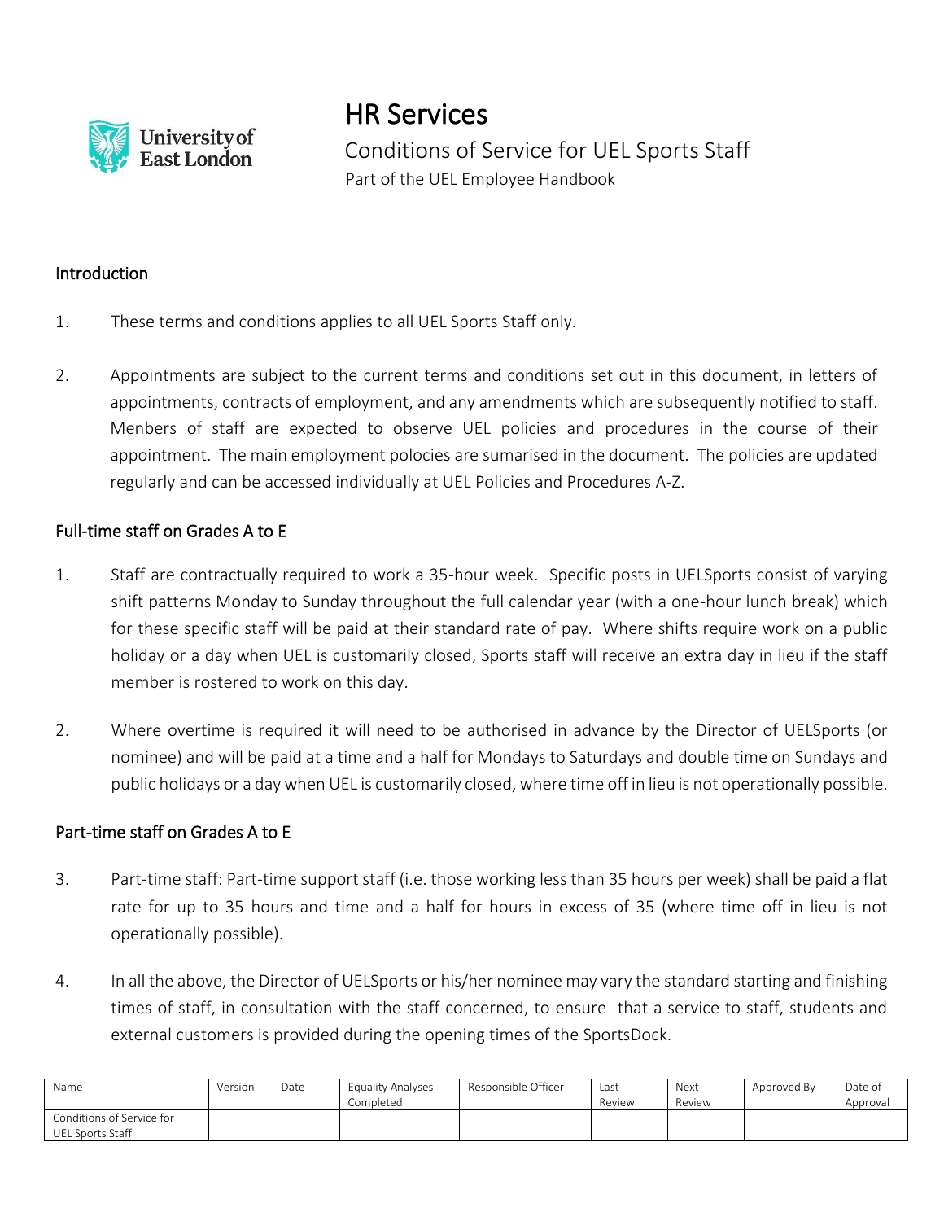# HR Services

## Conditions of Service for UEL Sports Staff

Part of the UEL Employee Handbook

### Introduction

1. These terms and conditions applies to all UEL Sports Staff only.

2. Appointments are subject to the current terms and conditions set out in this document, in letters of appointments, contracts of employment, and any amendments which are subsequently notified to staff. Menbers of staff are expected to observe UEL policies and procedures in the course of their appointment. The main employment polocies are sumarised in the document. The policies are updated regularly and can be accessed individually at UEL Policies and Procedures A-Z.

### Full-time staff on Grades A to E

1. Staff are contractually required to work a 35-hour week. Specific posts in UELSports consist of varying shift patterns Monday to Sunday throughout the full calendar year (with a one-hour lunch break) which for these specific staff will be paid at their standard rate of pay. Where shifts require work on a public holiday or a day when UEL is customarily closed, Sports staff will receive an extra day in lieu if the staff member is rostered to work on this day.

2. Where overtime is required it will need to be authorised in advance by the Director of UELSports (or nominee) and will be paid at a time and a half for Mondays to Saturdays and double time on Sundays and public holidays or a day when UEL is customarily closed, where time off in lieu is not operationally possible.

### Part-time staff on Grades A to E

3. Part-time staff: Part-time support staff (i.e. those working less than 35 hours per week) shall be paid a flat rate for up to 35 hours and time and a half for hours in excess of 35 (where time off in lieu is not operationally possible).

4. In all the above, the Director of UELSports or his/her nominee may vary the standard starting and finishing times of staff, in consultation with the staff concerned, to ensure that a service to staff, students and external customers is provided during the opening times of the SportsDock.

| Name | Version | Date | Equality Analyses Completed | Responsible Officer | Last Review | Next Review | Approved By | Date of Approval |
|---|---|---|---|---|---|---|---|---|
| Conditions of Service for UEL Sports Staff | | | | | | | | |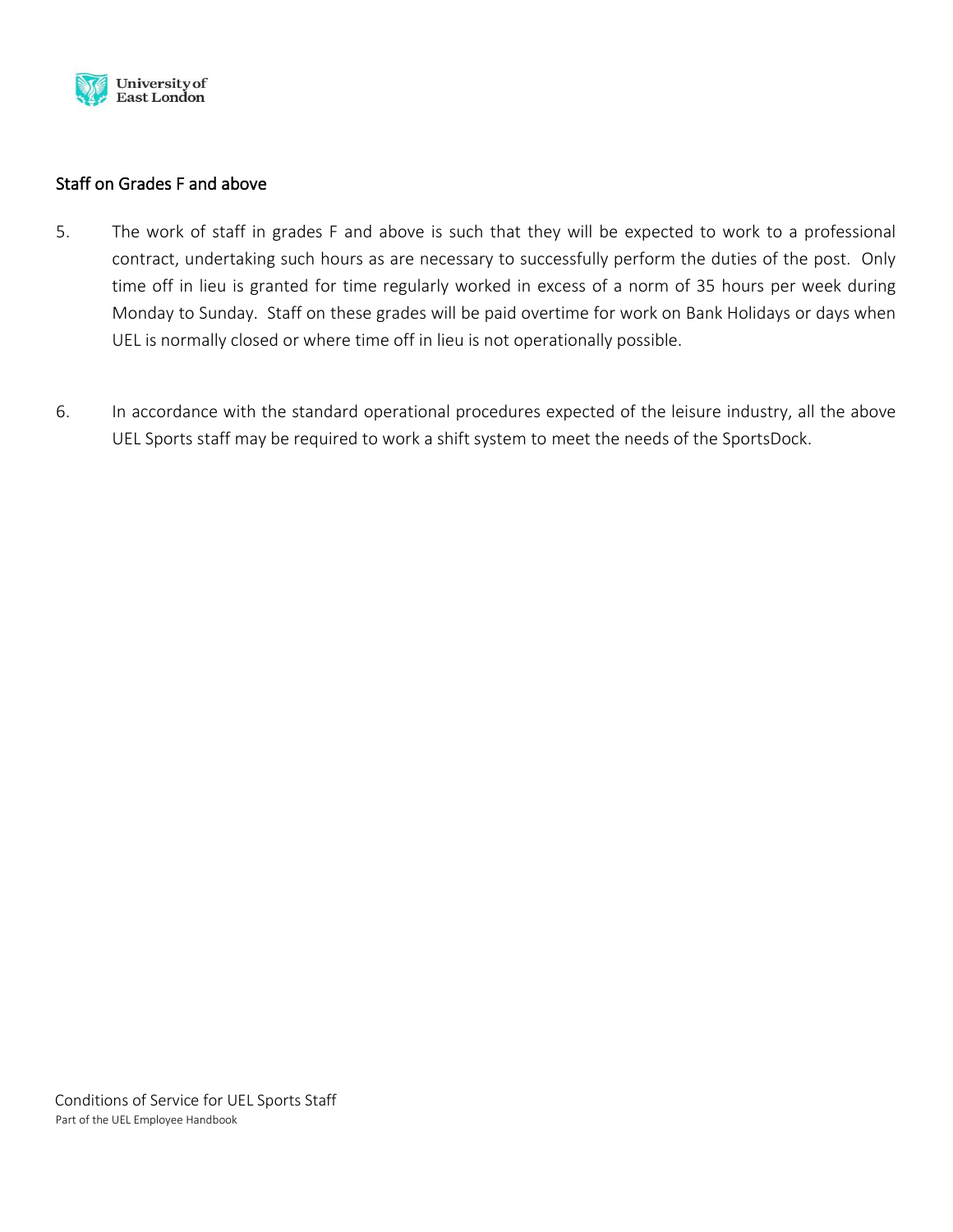### Staff on Grades F and above

5. The work of staff in grades F and above is such that they will be expected to work to a professional contract, undertaking such hours as are necessary to successfully perform the duties of the post. Only time off in lieu is granted for time regularly worked in excess of a norm of 35 hours per week during Monday to Sunday. Staff on these grades will be paid overtime for work on Bank Holidays or days when UEL is normally closed or where time off in lieu is not operationally possible.

6. In accordance with the standard operational procedures expected of the leisure industry, all the above UEL Sports staff may be required to work a shift system to meet the needs of the SportsDock.